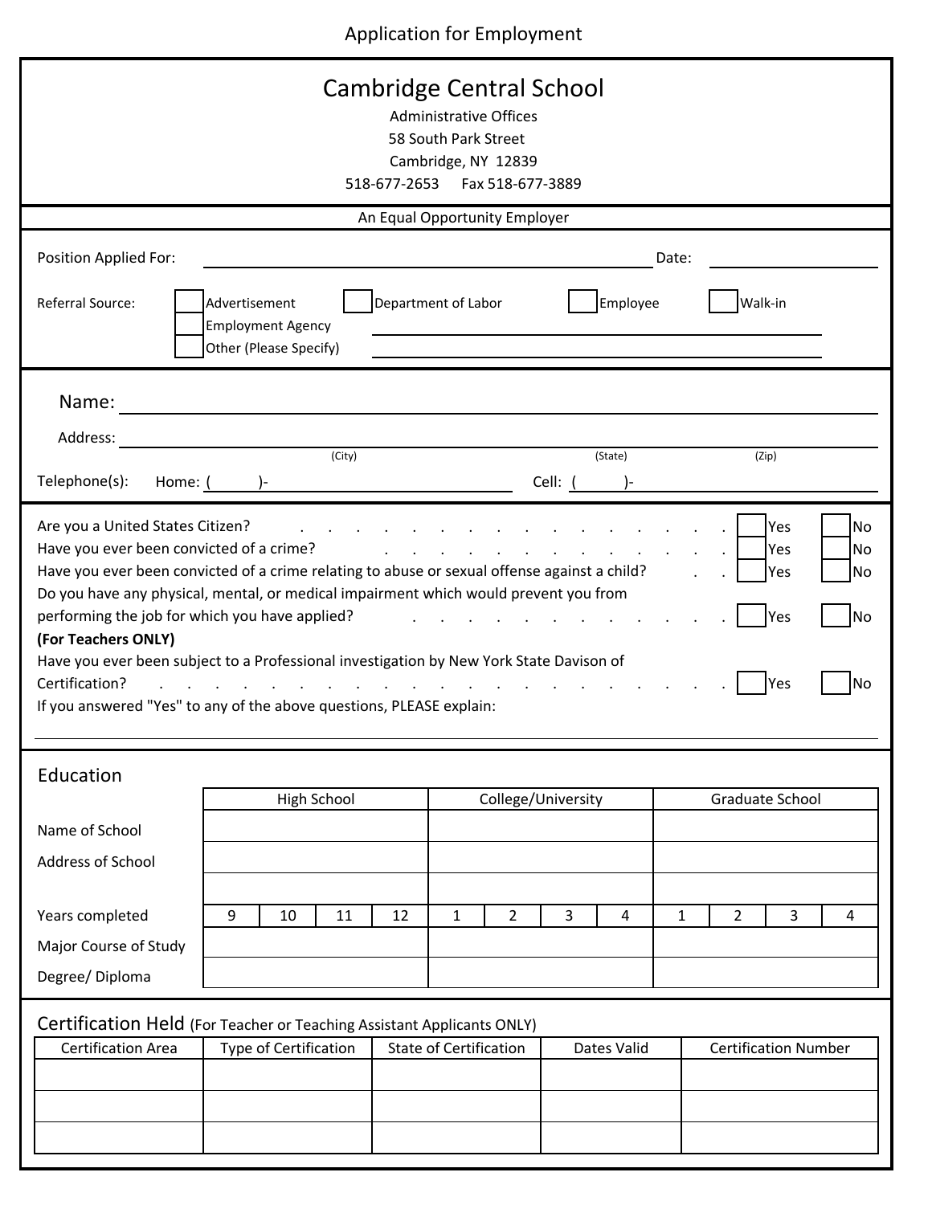Application for Employment

# Cambridge Central School

Administrative Offices
58 South Park Street
Cambridge, NY 12839
518-677-2653 Fax 518-677-3889

An Equal Opportunity Employer

Position Applied For: ______________________________ Date: ____________

Referral Source: ☐ Advertisement ☐ Department of Labor ☐ Employee ☐ Walk-in
☐ Employment Agency ______________________________
☐ Other (Please Specify) ______________________________

Name: ______________________________________________

Address: ______________________________________________
(City) (State) (Zip)

Telephone(s): Home: ( )- ____________________ Cell: ( )- ____________________

Are you a United States Citizen? . . . . . . . . . . . . . . . . . . . ☐ Yes ☐ No
Have you ever been convicted of a crime? . . . . . . . . . . . . . . . ☐ Yes ☐ No
Have you ever been convicted of a crime relating to abuse or sexual offense against a child? . . ☐ Yes ☐ No
Do you have any physical, mental, or medical impairment which would prevent you from performing the job for which you have applied? . . . . . . . . . . . . . ☐ Yes ☐ No

**(For Teachers ONLY)**
Have you ever been subject to a Professional investigation by New York State Davison of Certification? . . . . . . . . . . . . . . . . . . . . . . . ☐ Yes ☐ No

If you answered "Yes" to any of the above questions, PLEASE explain:

______________________________________________

## Education

| | High School | | | | College/University | | | | Graduate School | | | |
|---|---|---|---|---|---|---|---|---|---|---|---|---|
| Name of School | | | | | | | | | | | | |
| Address of School | | | | | | | | | | | | |
| | | | | | | | | | | | | |
| Years completed | 9 | 10 | 11 | 12 | 1 | 2 | 3 | 4 | 1 | 2 | 3 | 4 |
| Major Course of Study | | | | | | | | | | | | |
| Degree/ Diploma | | | | | | | | | | | | |

## Certification Held (For Teacher or Teaching Assistant Applicants ONLY)

| Certification Area | Type of Certification | State of Certification | Dates Valid | Certification Number |
|---|---|---|---|---|
| | | | | |
| | | | | |
| | | | | |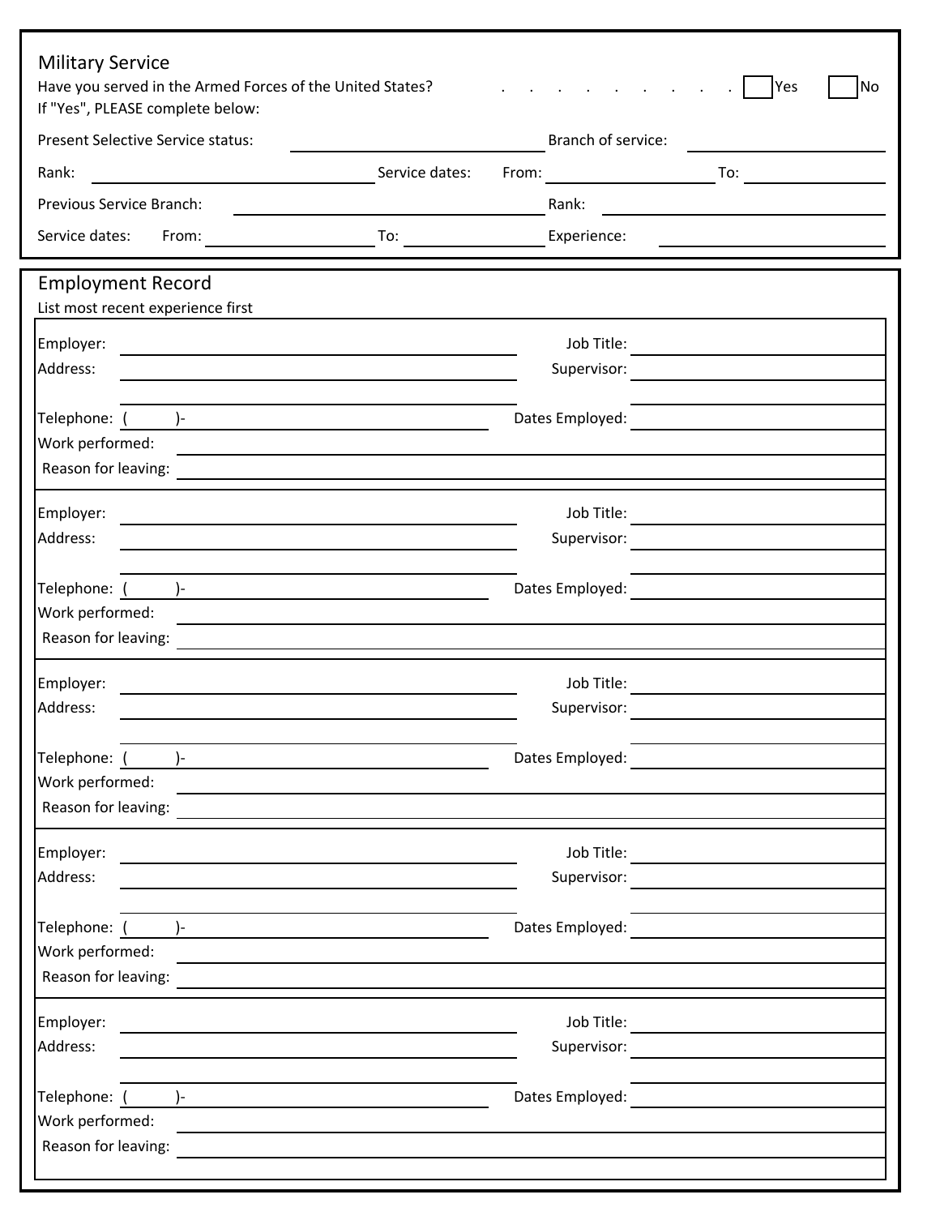## Military Service

Have you served in the Armed Forces of the United States? . . . . . . . . . . . ☐ Yes ☐ No

If "Yes", PLEASE complete below:

Present Selective Service status: ______________________ Branch of service: ______________________

Rank: ______________________ Service dates: From: ______________________ To: ______________________

Previous Service Branch: ______________________ Rank: ______________________

Service dates: From: ______________________ To: ______________________ Experience: ______________________

## Employment Record

List most recent experience first

Employer: ______________________ Job Title: ______________________

Address: ______________________ Supervisor: ______________________

______________________ ______________________

Telephone: ( )- ______________________ Dates Employed: ______________________

Work performed: ______________________

Reason for leaving: ______________________

---

Employer: ______________________ Job Title: ______________________

Address: ______________________ Supervisor: ______________________

______________________ ______________________

Telephone: ( )- ______________________ Dates Employed: ______________________

Work performed: ______________________

Reason for leaving: ______________________

---

Employer: ______________________ Job Title: ______________________

Address: ______________________ Supervisor: ______________________

______________________ ______________________

Telephone: ( )- ______________________ Dates Employed: ______________________

Work performed: ______________________

Reason for leaving: ______________________

---

Employer: ______________________ Job Title: ______________________

Address: ______________________ Supervisor: ______________________

______________________ ______________________

Telephone: ( )- ______________________ Dates Employed: ______________________

Work performed: ______________________

Reason for leaving: ______________________

---

Employer: ______________________ Job Title: ______________________

Address: ______________________ Supervisor: ______________________

______________________ ______________________

Telephone: ( )- ______________________ Dates Employed: ______________________

Work performed: ______________________

Reason for leaving: ______________________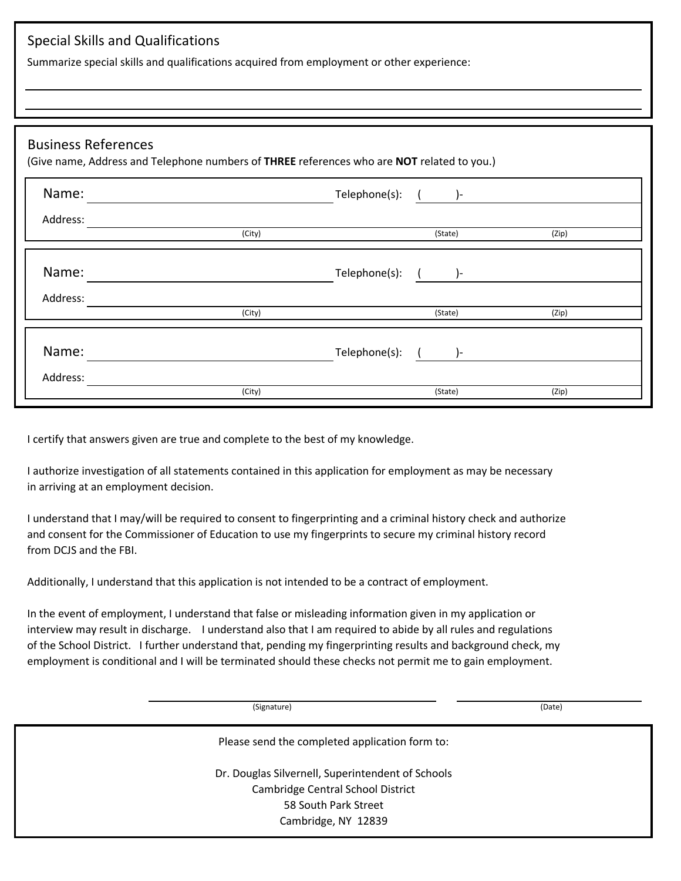## Special Skills and Qualifications

Summarize special skills and qualifications acquired from employment or other experience:

______________________________________________________________________

______________________________________________________________________

## Business References

(Give name, Address and Telephone numbers of **THREE** references who are **NOT** related to you.)

Name: ______________________ Telephone(s): (      )-

Address: ______________________
(City) (State) (Zip)

Name: ______________________ Telephone(s): (      )-

Address: ______________________
(City) (State) (Zip)

Name: ______________________ Telephone(s): (      )-

Address: ______________________
(City) (State) (Zip)

I certify that answers given are true and complete to the best of my knowledge.

I authorize investigation of all statements contained in this application for employment as may be necessary in arriving at an employment decision.

I understand that I may/will be required to consent to fingerprinting and a criminal history check and authorize and consent for the Commissioner of Education to use my fingerprints to secure my criminal history record from DCJS and the FBI.

Additionally, I understand that this application is not intended to be a contract of employment.

In the event of employment, I understand that false or misleading information given in my application or interview may result in discharge. I understand also that I am required to abide by all rules and regulations of the School District. I further understand that, pending my fingerprinting results and background check, my employment is conditional and I will be terminated should these checks not permit me to gain employment.

______________________ (Signature)          ______________ (Date)

Please send the completed application form to:

Dr. Douglas Silvernell, Superintendent of Schools
Cambridge Central School District
58 South Park Street
Cambridge, NY 12839